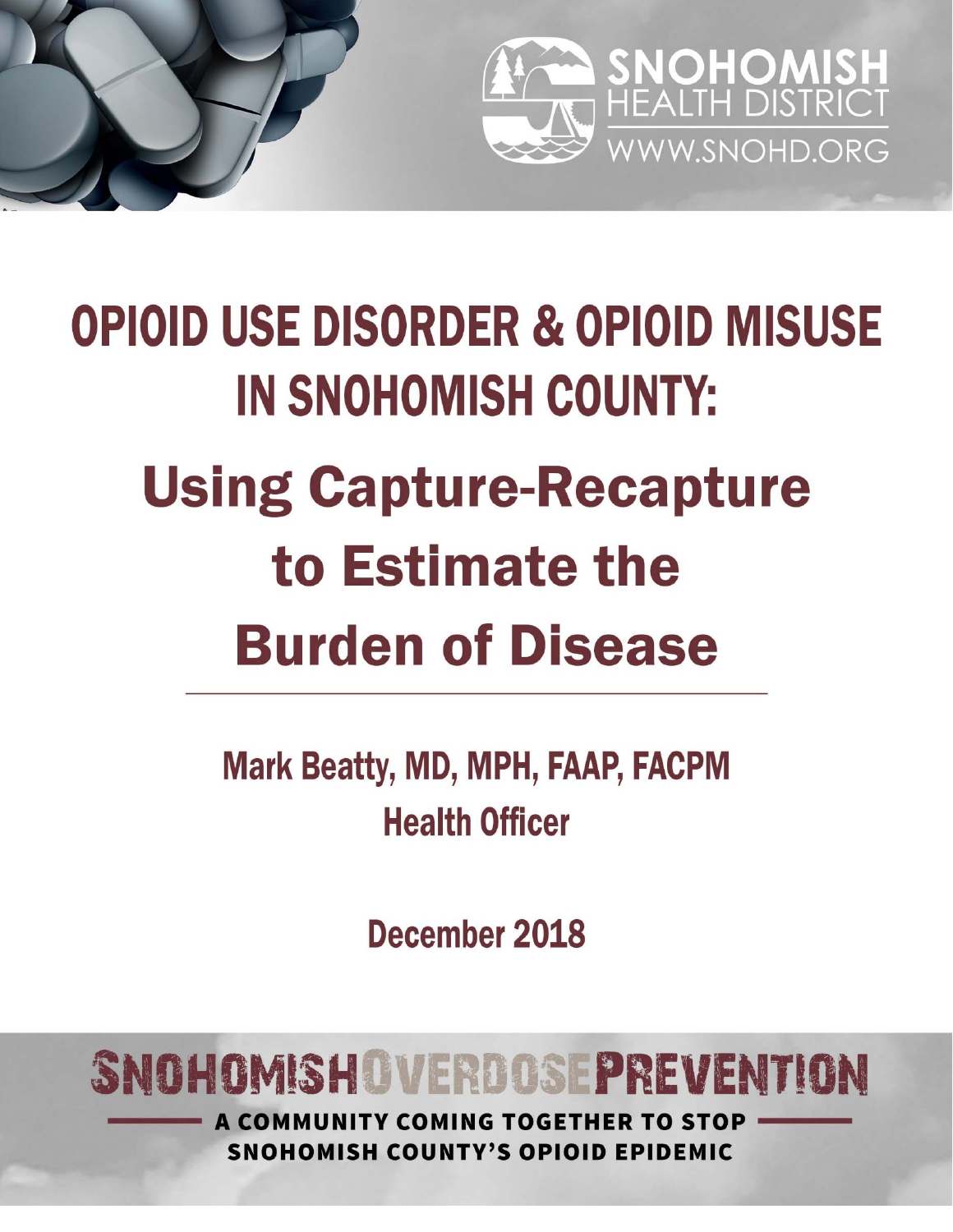SNOHOMISH HEALTH DISTRICT
WWW.SNOHD.ORG

# OPIOID USE DISORDER & OPIOID MISUSE IN SNOHOMISH COUNTY:

# Using Capture-Recapture to Estimate the Burden of Disease

**Mark Beatty, MD, MPH, FAAP, FACPM**
**Health Officer**

**December 2018**

SNOHOMISH OVERDOSE PREVENTION

A COMMUNITY COMING TOGETHER TO STOP SNOHOMISH COUNTY'S OPIOID EPIDEMIC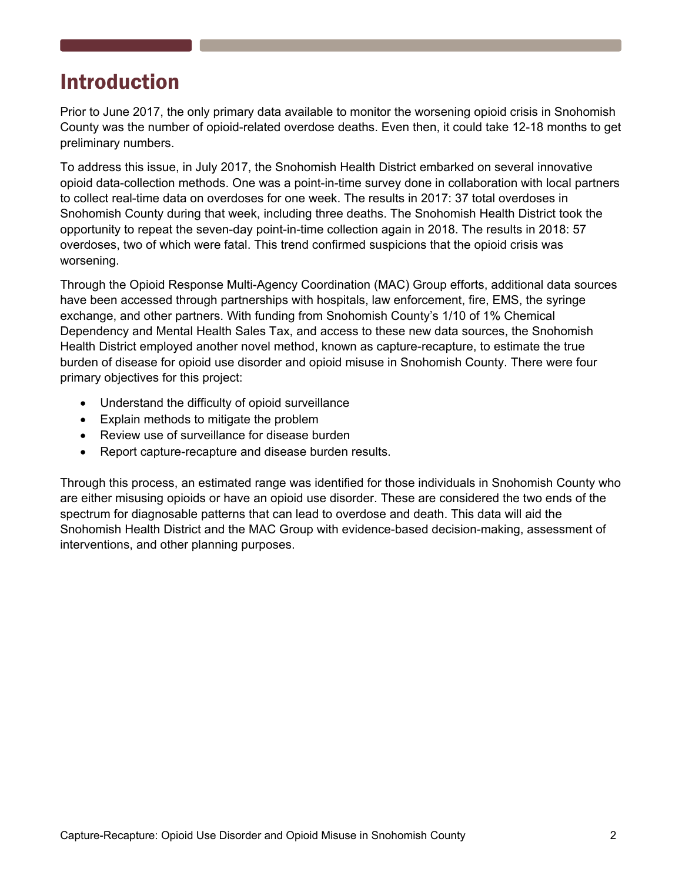# Introduction

Prior to June 2017, the only primary data available to monitor the worsening opioid crisis in Snohomish County was the number of opioid-related overdose deaths. Even then, it could take 12-18 months to get preliminary numbers.

To address this issue, in July 2017, the Snohomish Health District embarked on several innovative opioid data-collection methods. One was a point-in-time survey done in collaboration with local partners to collect real-time data on overdoses for one week. The results in 2017: 37 total overdoses in Snohomish County during that week, including three deaths. The Snohomish Health District took the opportunity to repeat the seven-day point-in-time collection again in 2018. The results in 2018: 57 overdoses, two of which were fatal. This trend confirmed suspicions that the opioid crisis was worsening.

Through the Opioid Response Multi-Agency Coordination (MAC) Group efforts, additional data sources have been accessed through partnerships with hospitals, law enforcement, fire, EMS, the syringe exchange, and other partners. With funding from Snohomish County's 1/10 of 1% Chemical Dependency and Mental Health Sales Tax, and access to these new data sources, the Snohomish Health District employed another novel method, known as capture-recapture, to estimate the true burden of disease for opioid use disorder and opioid misuse in Snohomish County. There were four primary objectives for this project:

- Understand the difficulty of opioid surveillance
- Explain methods to mitigate the problem
- Review use of surveillance for disease burden
- Report capture-recapture and disease burden results.

Through this process, an estimated range was identified for those individuals in Snohomish County who are either misusing opioids or have an opioid use disorder. These are considered the two ends of the spectrum for diagnosable patterns that can lead to overdose and death. This data will aid the Snohomish Health District and the MAC Group with evidence-based decision-making, assessment of interventions, and other planning purposes.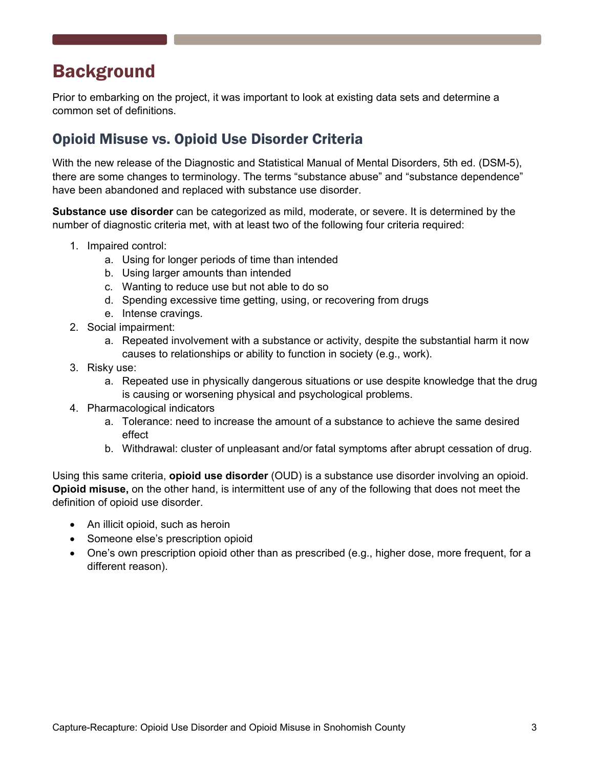# Background

Prior to embarking on the project, it was important to look at existing data sets and determine a common set of definitions.

## Opioid Misuse vs. Opioid Use Disorder Criteria

With the new release of the Diagnostic and Statistical Manual of Mental Disorders, 5th ed. (DSM-5), there are some changes to terminology. The terms "substance abuse" and "substance dependence" have been abandoned and replaced with substance use disorder.

**Substance use disorder** can be categorized as mild, moderate, or severe. It is determined by the number of diagnostic criteria met, with at least two of the following four criteria required:

1. Impaired control:
   a. Using for longer periods of time than intended
   b. Using larger amounts than intended
   c. Wanting to reduce use but not able to do so
   d. Spending excessive time getting, using, or recovering from drugs
   e. Intense cravings.
2. Social impairment:
   a. Repeated involvement with a substance or activity, despite the substantial harm it now causes to relationships or ability to function in society (e.g., work).
3. Risky use:
   a. Repeated use in physically dangerous situations or use despite knowledge that the drug is causing or worsening physical and psychological problems.
4. Pharmacological indicators
   a. Tolerance: need to increase the amount of a substance to achieve the same desired effect
   b. Withdrawal: cluster of unpleasant and/or fatal symptoms after abrupt cessation of drug.

Using this same criteria, **opioid use disorder** (OUD) is a substance use disorder involving an opioid. **Opioid misuse,** on the other hand, is intermittent use of any of the following that does not meet the definition of opioid use disorder.

- An illicit opioid, such as heroin
- Someone else's prescription opioid
- One's own prescription opioid other than as prescribed (e.g., higher dose, more frequent, for a different reason).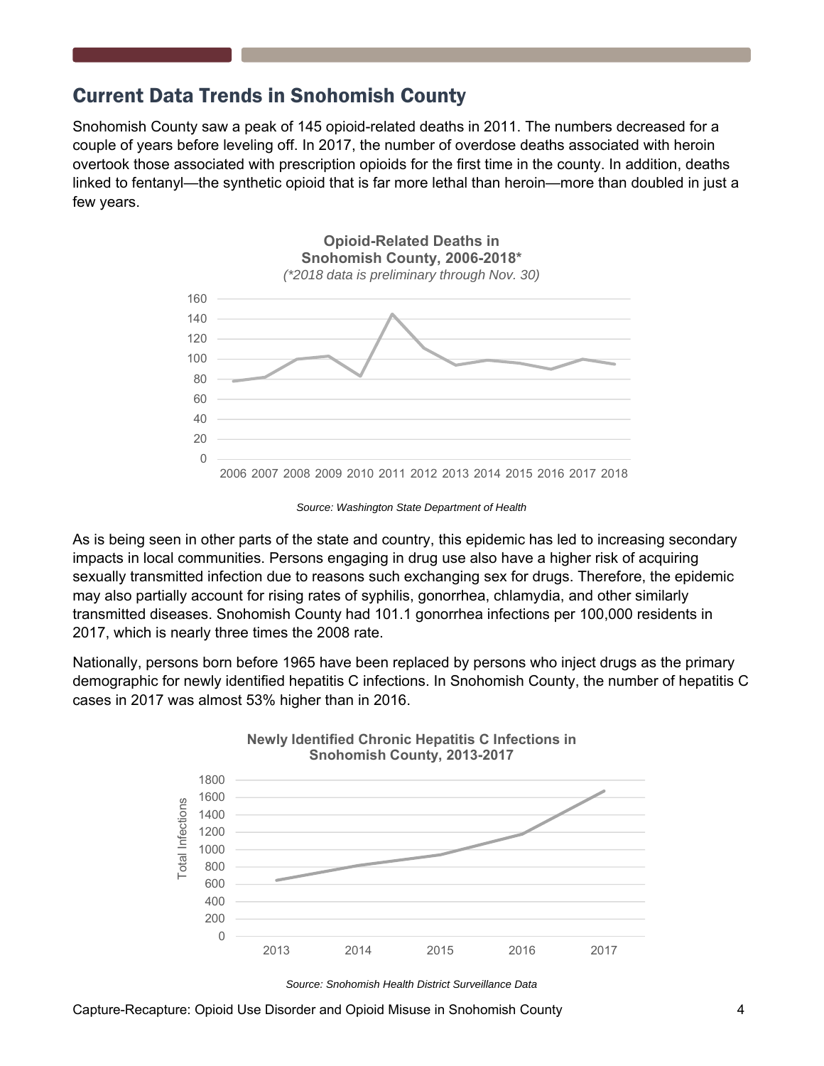## Current Data Trends in Snohomish County

Snohomish County saw a peak of 145 opioid-related deaths in 2011. The numbers decreased for a couple of years before leveling off. In 2017, the number of overdose deaths associated with heroin overtook those associated with prescription opioids for the first time in the county. In addition, deaths linked to fentanyl—the synthetic opioid that is far more lethal than heroin—more than doubled in just a few years.

**Opioid-Related Deaths in Snohomish County, 2006-2018***

*(*2018 data is preliminary through Nov. 30)*

*Source: Washington State Department of Health*

As is being seen in other parts of the state and country, this epidemic has led to increasing secondary impacts in local communities. Persons engaging in drug use also have a higher risk of acquiring sexually transmitted infection due to reasons such exchanging sex for drugs. Therefore, the epidemic may also partially account for rising rates of syphilis, gonorrhea, chlamydia, and other similarly transmitted diseases. Snohomish County had 101.1 gonorrhea infections per 100,000 residents in 2017, which is nearly three times the 2008 rate.

Nationally, persons born before 1965 have been replaced by persons who inject drugs as the primary demographic for newly identified hepatitis C infections. In Snohomish County, the number of hepatitis C cases in 2017 was almost 53% higher than in 2016.

**Newly Identified Chronic Hepatitis C Infections in Snohomish County, 2013-2017**

*Source: Snohomish Health District Surveillance Data*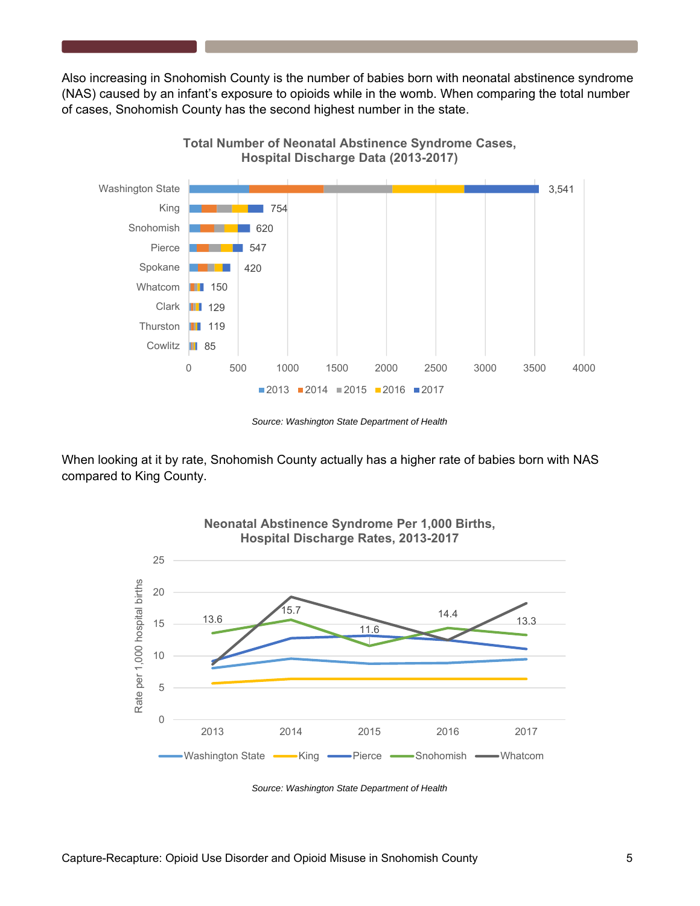Also increasing in Snohomish County is the number of babies born with neonatal abstinence syndrome (NAS) caused by an infant's exposure to opioids while in the womb. When comparing the total number of cases, Snohomish County has the second highest number in the state.

**Total Number of Neonatal Abstinence Syndrome Cases, Hospital Discharge Data (2013-2017)**

| Area | Total (2013-2017) |
|---|---|
| Washington State | 3,541 |
| King | 754 |
| Snohomish | 620 |
| Pierce | 547 |
| Spokane | 420 |
| Whatcom | 150 |
| Clark | 129 |
| Thurston | 119 |
| Cowlitz | 85 |

*Source: Washington State Department of Health*

When looking at it by rate, Snohomish County actually has a higher rate of babies born with NAS compared to King County.

**Neonatal Abstinence Syndrome Per 1,000 Births, Hospital Discharge Rates, 2013-2017**

| Year | Snohomish (rate per 1,000 hospital births) |
|---|---|
| 2013 | 13.6 |
| 2014 | 15.7 |
| 2015 | 11.6 |
| 2016 | 14.4 |
| 2017 | 13.3 |

*Source: Washington State Department of Health*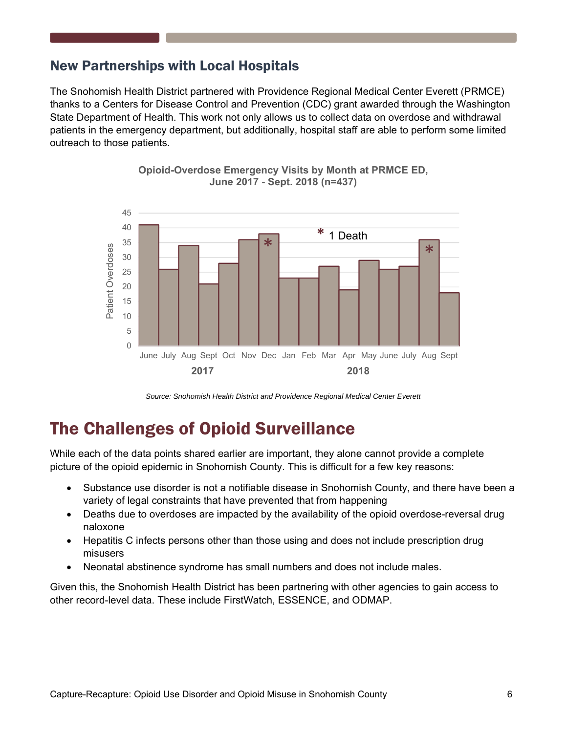## New Partnerships with Local Hospitals

The Snohomish Health District partnered with Providence Regional Medical Center Everett (PRMCE) thanks to a Centers for Disease Control and Prevention (CDC) grant awarded through the Washington State Department of Health. This work not only allows us to collect data on overdose and withdrawal patients in the emergency department, but additionally, hospital staff are able to perform some limited outreach to those patients.

**Opioid-Overdose Emergency Visits by Month at PRMCE ED, June 2017 - Sept. 2018 (n=437)**

| Year | Month | Patient Overdoses |
|---|---|---|
| 2017 | June | 41 |
| 2017 | July | 26 |
| 2017 | Aug | 34 |
| 2017 | Sept | 21 |
| 2017 | Oct | 28 |
| 2017 | Nov | 36 |
| 2017 | Dec | 38 * |
| 2018 | Jan | 23 |
| 2018 | Feb | 23 |
| 2018 | Mar | 27 |
| 2018 | Apr | 19 |
| 2018 | May | 29 |
| 2018 | June | 26 |
| 2018 | July | 27 |
| 2018 | Aug | 36 * |
| 2018 | Sept | 18 |

\* 1 Death

*Source: Snohomish Health District and Providence Regional Medical Center Everett*

# The Challenges of Opioid Surveillance

While each of the data points shared earlier are important, they alone cannot provide a complete picture of the opioid epidemic in Snohomish County. This is difficult for a few key reasons:

- Substance use disorder is not a notifiable disease in Snohomish County, and there have been a variety of legal constraints that have prevented that from happening
- Deaths due to overdoses are impacted by the availability of the opioid overdose-reversal drug naloxone
- Hepatitis C infects persons other than those using and does not include prescription drug misusers
- Neonatal abstinence syndrome has small numbers and does not include males.

Given this, the Snohomish Health District has been partnering with other agencies to gain access to other record-level data. These include FirstWatch, ESSENCE, and ODMAP.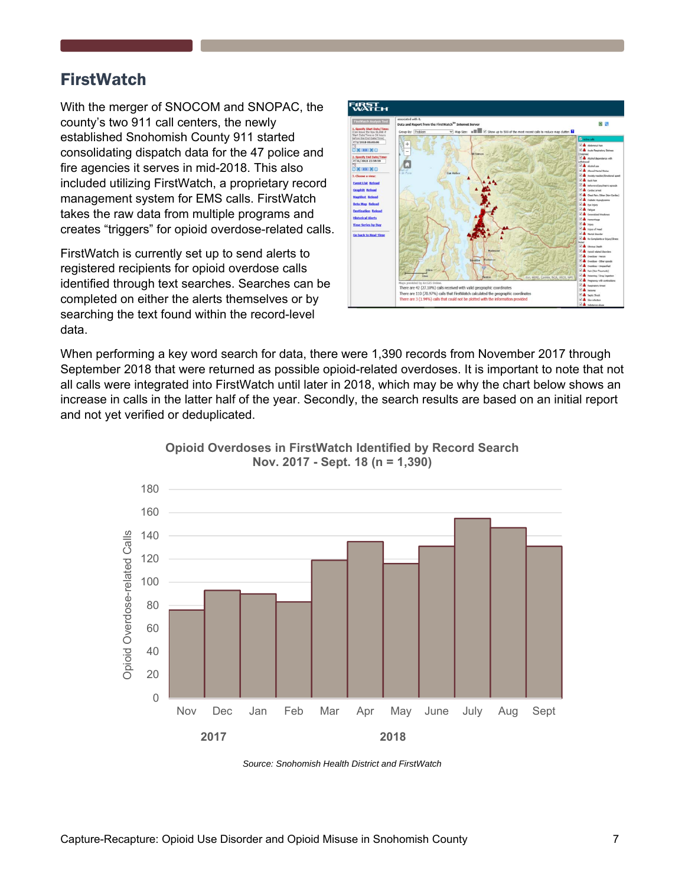## FirstWatch

With the merger of SNOCOM and SNOPAC, the county's two 911 call centers, the newly established Snohomish County 911 started consolidating dispatch data for the 47 police and fire agencies it serves in mid-2018. This also included utilizing FirstWatch, a proprietary record management system for EMS calls. FirstWatch takes the raw data from multiple programs and creates "triggers" for opioid overdose-related calls.

FirstWatch is currently set up to send alerts to registered recipients for opioid overdose calls identified through text searches. Searches can be completed on either the alerts themselves or by searching the text found within the record-level data.

When performing a key word search for data, there were 1,390 records from November 2017 through September 2018 that were returned as possible opioid-related overdoses. It is important to note that not all calls were integrated into FirstWatch until later in 2018, which may be why the chart below shows an increase in calls in the latter half of the year. Secondly, the search results are based on an initial report and not yet verified or deduplicated.

**Opioid Overdoses in FirstWatch Identified by Record Search**
**Nov. 2017 - Sept. 18 (n = 1,390)**

*Source: Snohomish Health District and FirstWatch*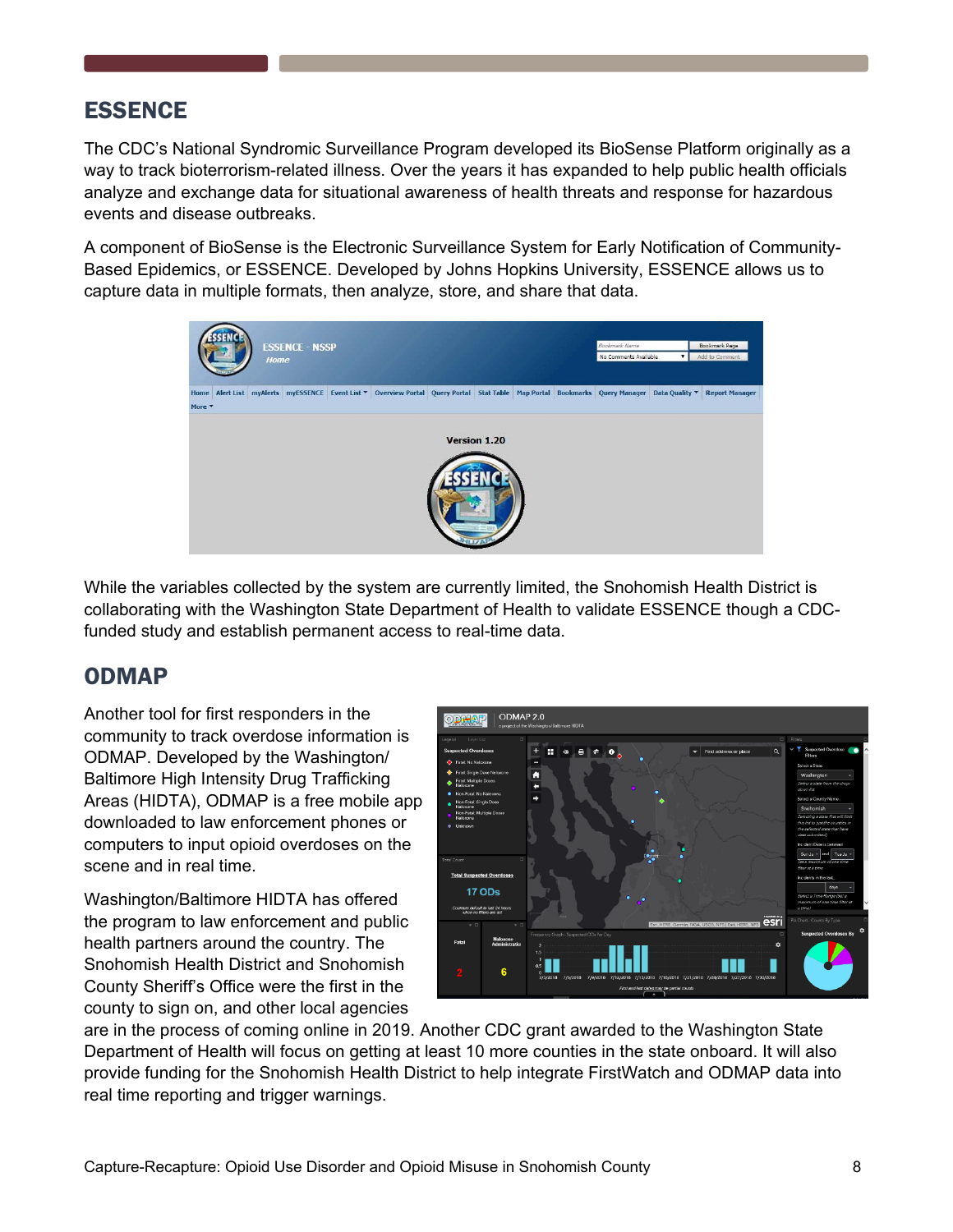## ESSENCE

The CDC's National Syndromic Surveillance Program developed its BioSense Platform originally as a way to track bioterrorism-related illness. Over the years it has expanded to help public health officials analyze and exchange data for situational awareness of health threats and response for hazardous events and disease outbreaks.

A component of BioSense is the Electronic Surveillance System for Early Notification of Community-Based Epidemics, or ESSENCE. Developed by Johns Hopkins University, ESSENCE allows us to capture data in multiple formats, then analyze, store, and share that data.

While the variables collected by the system are currently limited, the Snohomish Health District is collaborating with the Washington State Department of Health to validate ESSENCE though a CDC-funded study and establish permanent access to real-time data.

## ODMAP

Another tool for first responders in the community to track overdose information is ODMAP. Developed by the Washington/ Baltimore High Intensity Drug Trafficking Areas (HIDTA), ODMAP is a free mobile app downloaded to law enforcement phones or computers to input opioid overdoses on the scene and in real time.

Washington/Baltimore HIDTA has offered the program to law enforcement and public health partners around the country. The Snohomish Health District and Snohomish County Sheriff's Office were the first in the county to sign on, and other local agencies are in the process of coming online in 2019. Another CDC grant awarded to the Washington State Department of Health will focus on getting at least 10 more counties in the state onboard. It will also provide funding for the Snohomish Health District to help integrate FirstWatch and ODMAP data into real time reporting and trigger warnings.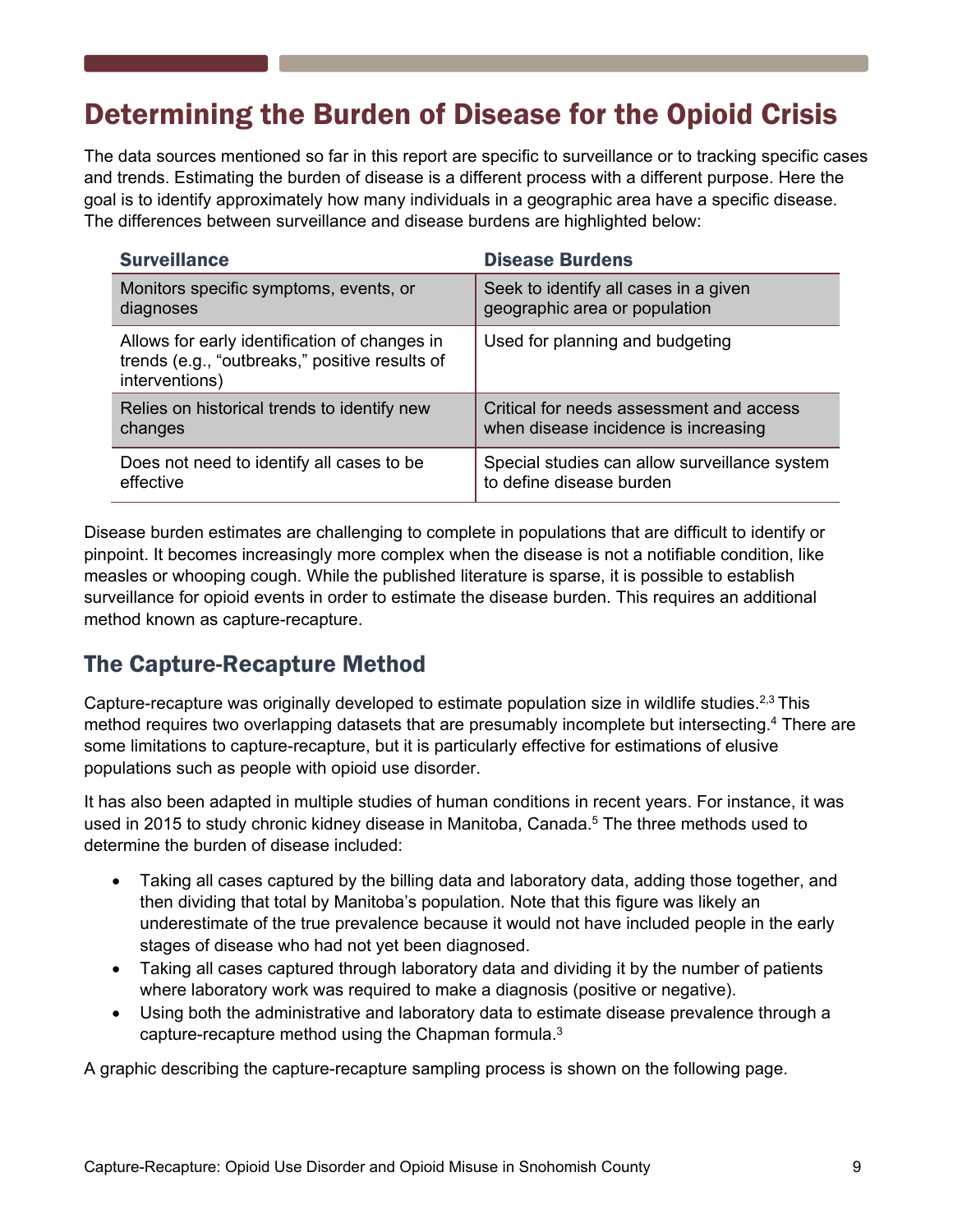# Determining the Burden of Disease for the Opioid Crisis

The data sources mentioned so far in this report are specific to surveillance or to tracking specific cases and trends. Estimating the burden of disease is a different process with a different purpose. Here the goal is to identify approximately how many individuals in a geographic area have a specific disease. The differences between surveillance and disease burdens are highlighted below:

| Surveillance | Disease Burdens |
|---|---|
| Monitors specific symptoms, events, or diagnoses | Seek to identify all cases in a given geographic area or population |
| Allows for early identification of changes in trends (e.g., "outbreaks," positive results of interventions) | Used for planning and budgeting |
| Relies on historical trends to identify new changes | Critical for needs assessment and access when disease incidence is increasing |
| Does not need to identify all cases to be effective | Special studies can allow surveillance system to define disease burden |

Disease burden estimates are challenging to complete in populations that are difficult to identify or pinpoint. It becomes increasingly more complex when the disease is not a notifiable condition, like measles or whooping cough. While the published literature is sparse, it is possible to establish surveillance for opioid events in order to estimate the disease burden. This requires an additional method known as capture-recapture.

## The Capture-Recapture Method

Capture-recapture was originally developed to estimate population size in wildlife studies.[2,3] This method requires two overlapping datasets that are presumably incomplete but intersecting.[4] There are some limitations to capture-recapture, but it is particularly effective for estimations of elusive populations such as people with opioid use disorder.

It has also been adapted in multiple studies of human conditions in recent years. For instance, it was used in 2015 to study chronic kidney disease in Manitoba, Canada.[5] The three methods used to determine the burden of disease included:

- Taking all cases captured by the billing data and laboratory data, adding those together, and then dividing that total by Manitoba's population. Note that this figure was likely an underestimate of the true prevalence because it would not have included people in the early stages of disease who had not yet been diagnosed.
- Taking all cases captured through laboratory data and dividing it by the number of patients where laboratory work was required to make a diagnosis (positive or negative).
- Using both the administrative and laboratory data to estimate disease prevalence through a capture-recapture method using the Chapman formula.[3]

A graphic describing the capture-recapture sampling process is shown on the following page.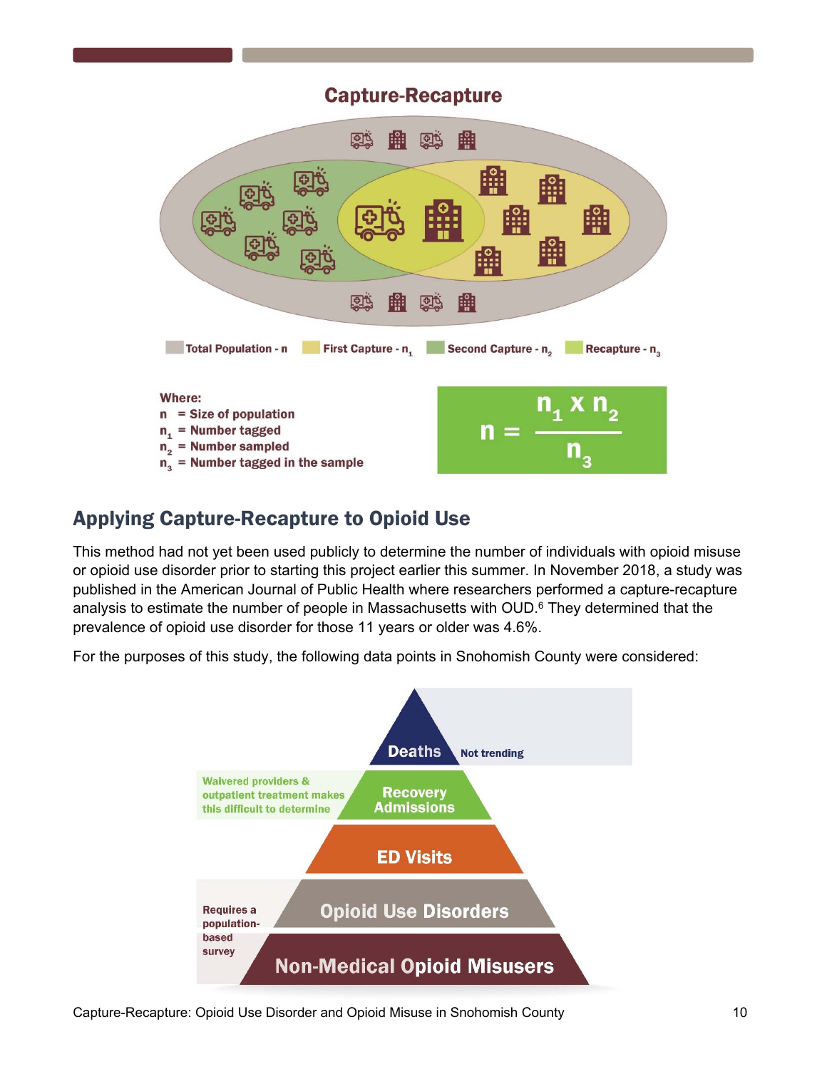## Capture-Recapture

Total Population - $n$ | First Capture - $n_1$ | Second Capture - $n_2$ | Recapture - $n_3$

**Where:**
- $n$ = Size of population
- $n_1$ = Number tagged
- $n_2$ = Number sampled
- $n_3$ = Number tagged in the sample

$$n = \frac{n_1 \times n_2}{n_3}$$

## Applying Capture-Recapture to Opioid Use

This method had not yet been used publicly to determine the number of individuals with opioid misuse or opioid use disorder prior to starting this project earlier this summer. In November 2018, a study was published in the American Journal of Public Health where researchers performed a capture-recapture analysis to estimate the number of people in Massachusetts with OUD.[6] They determined that the prevalence of opioid use disorder for those 11 years or older was 4.6%.

For the purposes of this study, the following data points in Snohomish County were considered:

- **Deaths** – Not trending
- **Recovery Admissions** – Waivered providers & outpatient treatment makes this difficult to determine
- **ED Visits**
- **Opioid Use Disorders** – Requires a population-based survey
- **Non-Medical Opioid Misusers** – Requires a population-based survey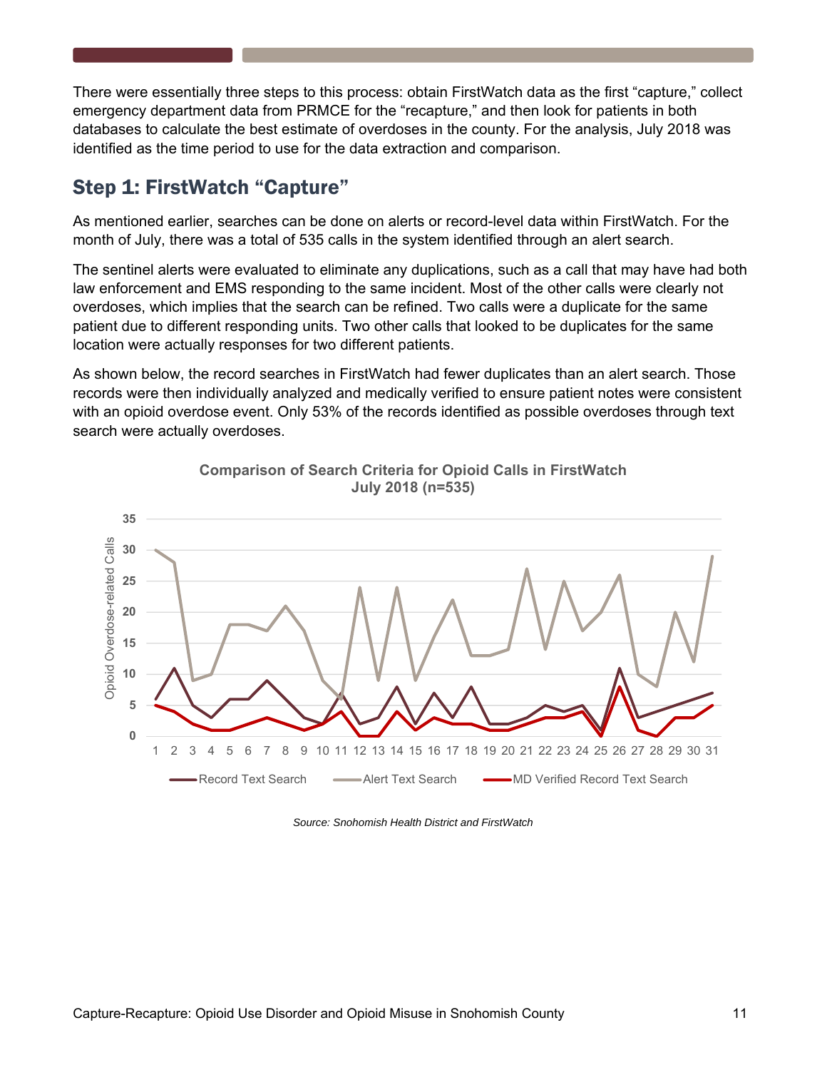There were essentially three steps to this process: obtain FirstWatch data as the first "capture," collect emergency department data from PRMCE for the "recapture," and then look for patients in both databases to calculate the best estimate of overdoses in the county. For the analysis, July 2018 was identified as the time period to use for the data extraction and comparison.

## Step 1: FirstWatch "Capture"

As mentioned earlier, searches can be done on alerts or record-level data within FirstWatch. For the month of July, there was a total of 535 calls in the system identified through an alert search.

The sentinel alerts were evaluated to eliminate any duplications, such as a call that may have had both law enforcement and EMS responding to the same incident. Most of the other calls were clearly not overdoses, which implies that the search can be refined. Two calls were a duplicate for the same patient due to different responding units. Two other calls that looked to be duplicates for the same location were actually responses for two different patients.

As shown below, the record searches in FirstWatch had fewer duplicates than an alert search. Those records were then individually analyzed and medically verified to ensure patient notes were consistent with an opioid overdose event. Only 53% of the records identified as possible overdoses through text search were actually overdoses.

**Comparison of Search Criteria for Opioid Calls in FirstWatch July 2018 (n=535)**

*Source: Snohomish Health District and FirstWatch*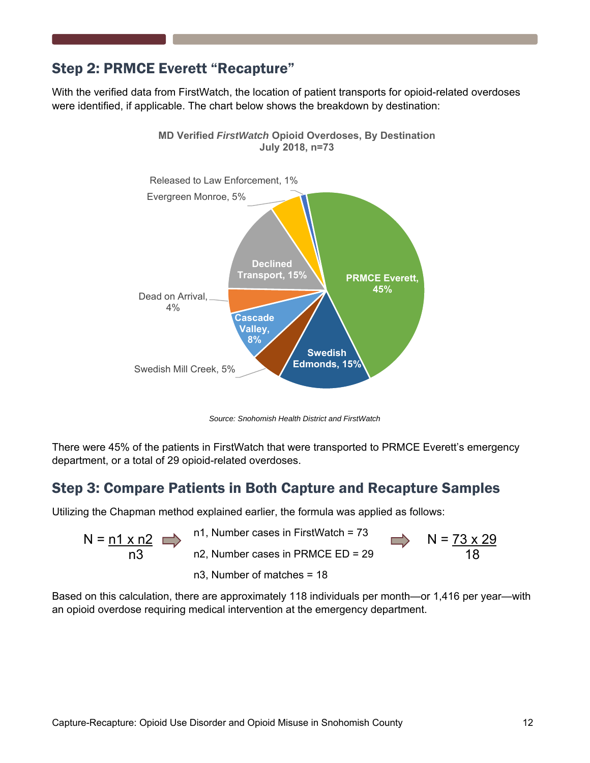## Step 2: PRMCE Everett "Recapture"

With the verified data from FirstWatch, the location of patient transports for opioid-related overdoses were identified, if applicable. The chart below shows the breakdown by destination:

**MD Verified *FirstWatch* Opioid Overdoses, By Destination**
**July 2018, n=73**

| Destination | Percent |
|---|---|
| PRMCE Everett | 45% |
| Swedish Edmonds | 15% |
| Declined Transport | 15% |
| Cascade Valley | 8% |
| Swedish Mill Creek | 5% |
| Evergreen Monroe | 5% |
| Dead on Arrival | 4% |
| Released to Law Enforcement | 1% |

*Source: Snohomish Health District and FirstWatch*

There were 45% of the patients in FirstWatch that were transported to PRMCE Everett's emergency department, or a total of 29 opioid-related overdoses.

## Step 3: Compare Patients in Both Capture and Recapture Samples

Utilizing the Chapman method explained earlier, the formula was applied as follows:

$$N = \frac{n1 \times n2}{n3}$$

- n1, Number cases in FirstWatch = 73
- n2, Number cases in PRMCE ED = 29
- n3, Number of matches = 18

$$N = \frac{73 \times 29}{18}$$

Based on this calculation, there are approximately 118 individuals per month—or 1,416 per year—with an opioid overdose requiring medical intervention at the emergency department.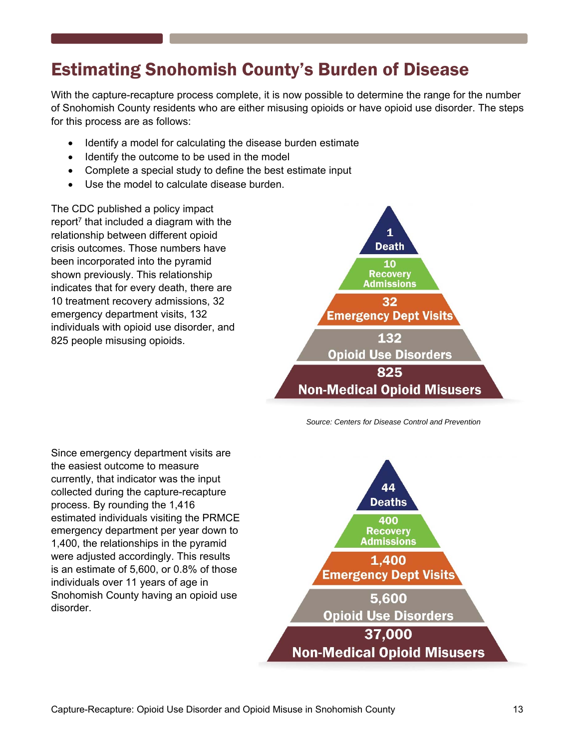# Estimating Snohomish County's Burden of Disease

With the capture-recapture process complete, it is now possible to determine the range for the number of Snohomish County residents who are either misusing opioids or have opioid use disorder. The steps for this process are as follows:

- Identify a model for calculating the disease burden estimate
- Identify the outcome to be used in the model
- Complete a special study to define the best estimate input
- Use the model to calculate disease burden.

The CDC published a policy impact report[7] that included a diagram with the relationship between different opioid crisis outcomes. Those numbers have been incorporated into the pyramid shown previously. This relationship indicates that for every death, there are 10 treatment recovery admissions, 32 emergency department visits, 132 individuals with opioid use disorder, and 825 people misusing opioids.

1 Death

10 Recovery Admissions

32 Emergency Dept Visits

132 Opioid Use Disorders

825 Non-Medical Opioid Misusers

*Source: Centers for Disease Control and Prevention*

Since emergency department visits are the easiest outcome to measure currently, that indicator was the input collected during the capture-recapture process. By rounding the 1,416 estimated individuals visiting the PRMCE emergency department per year down to 1,400, the relationships in the pyramid were adjusted accordingly. This results is an estimate of 5,600, or 0.8% of those individuals over 11 years of age in Snohomish County having an opioid use disorder.

44 Deaths

400 Recovery Admissions

1,400 Emergency Dept Visits

5,600 Opioid Use Disorders

37,000 Non-Medical Opioid Misusers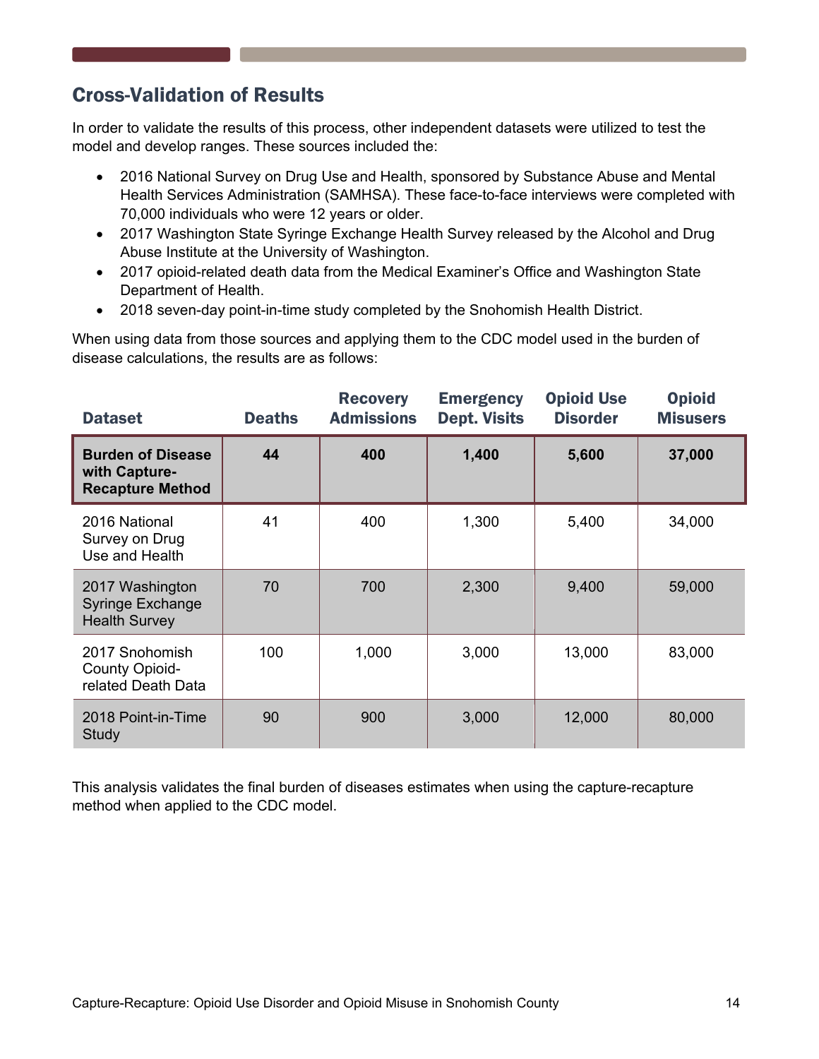## Cross-Validation of Results

In order to validate the results of this process, other independent datasets were utilized to test the model and develop ranges. These sources included the:

- 2016 National Survey on Drug Use and Health, sponsored by Substance Abuse and Mental Health Services Administration (SAMHSA). These face-to-face interviews were completed with 70,000 individuals who were 12 years or older.
- 2017 Washington State Syringe Exchange Health Survey released by the Alcohol and Drug Abuse Institute at the University of Washington.
- 2017 opioid-related death data from the Medical Examiner's Office and Washington State Department of Health.
- 2018 seven-day point-in-time study completed by the Snohomish Health District.

When using data from those sources and applying them to the CDC model used in the burden of disease calculations, the results are as follows:

| Dataset | Deaths | Recovery Admissions | Emergency Dept. Visits | Opioid Use Disorder | Opioid Misusers |
|---|---|---|---|---|---|
| **Burden of Disease with Capture-Recapture Method** | **44** | **400** | **1,400** | **5,600** | **37,000** |
| 2016 National Survey on Drug Use and Health | 41 | 400 | 1,300 | 5,400 | 34,000 |
| 2017 Washington Syringe Exchange Health Survey | 70 | 700 | 2,300 | 9,400 | 59,000 |
| 2017 Snohomish County Opioid-related Death Data | 100 | 1,000 | 3,000 | 13,000 | 83,000 |
| 2018 Point-in-Time Study | 90 | 900 | 3,000 | 12,000 | 80,000 |

This analysis validates the final burden of diseases estimates when using the capture-recapture method when applied to the CDC model.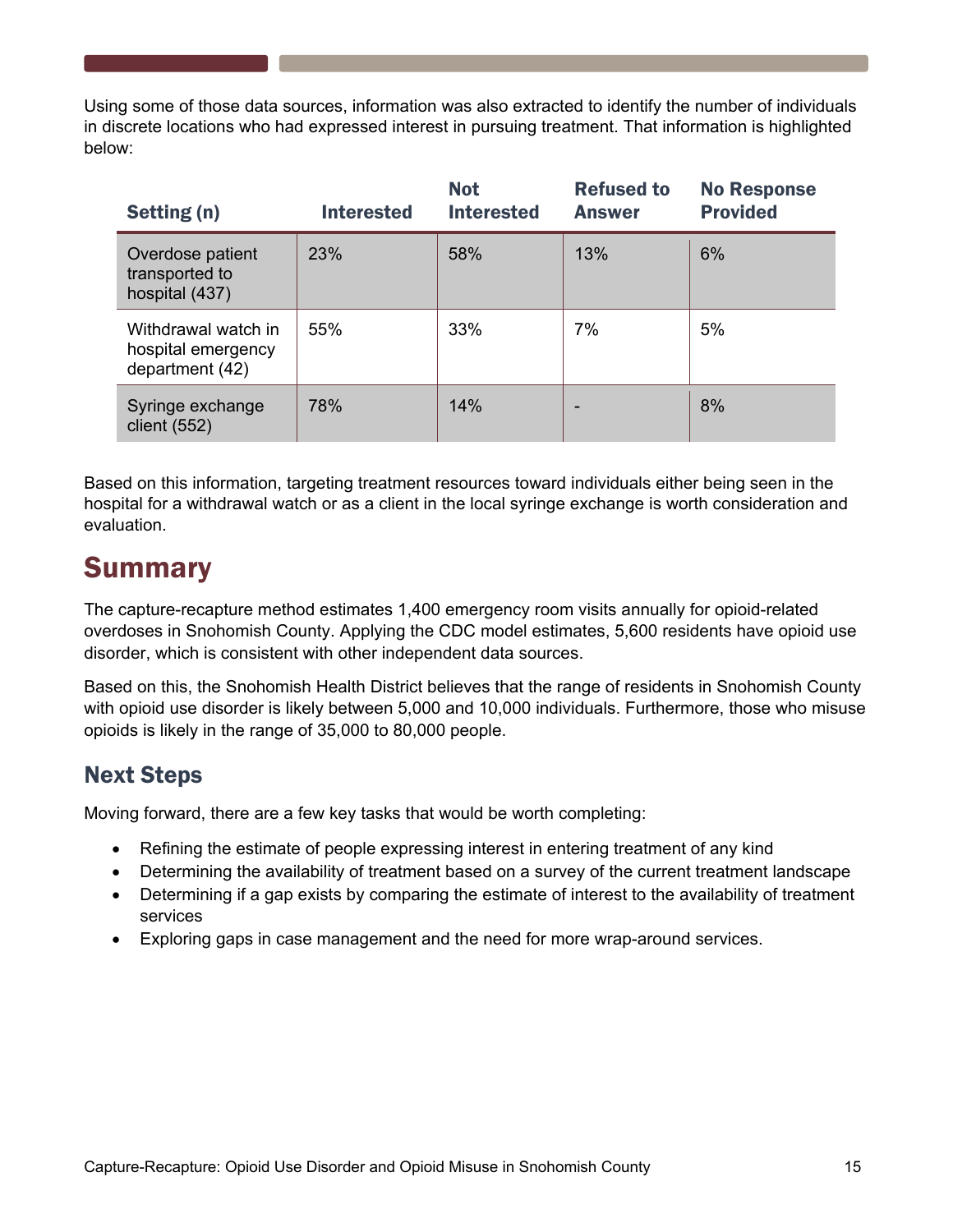Using some of those data sources, information was also extracted to identify the number of individuals in discrete locations who had expressed interest in pursuing treatment. That information is highlighted below:

| Setting (n) | Interested | Not Interested | Refused to Answer | No Response Provided |
|---|---|---|---|---|
| Overdose patient transported to hospital (437) | 23% | 58% | 13% | 6% |
| Withdrawal watch in hospital emergency department (42) | 55% | 33% | 7% | 5% |
| Syringe exchange client (552) | 78% | 14% | - | 8% |

Based on this information, targeting treatment resources toward individuals either being seen in the hospital for a withdrawal watch or as a client in the local syringe exchange is worth consideration and evaluation.

# Summary

The capture-recapture method estimates 1,400 emergency room visits annually for opioid-related overdoses in Snohomish County. Applying the CDC model estimates, 5,600 residents have opioid use disorder, which is consistent with other independent data sources.

Based on this, the Snohomish Health District believes that the range of residents in Snohomish County with opioid use disorder is likely between 5,000 and 10,000 individuals. Furthermore, those who misuse opioids is likely in the range of 35,000 to 80,000 people.

## Next Steps

Moving forward, there are a few key tasks that would be worth completing:

- Refining the estimate of people expressing interest in entering treatment of any kind
- Determining the availability of treatment based on a survey of the current treatment landscape
- Determining if a gap exists by comparing the estimate of interest to the availability of treatment services
- Exploring gaps in case management and the need for more wrap-around services.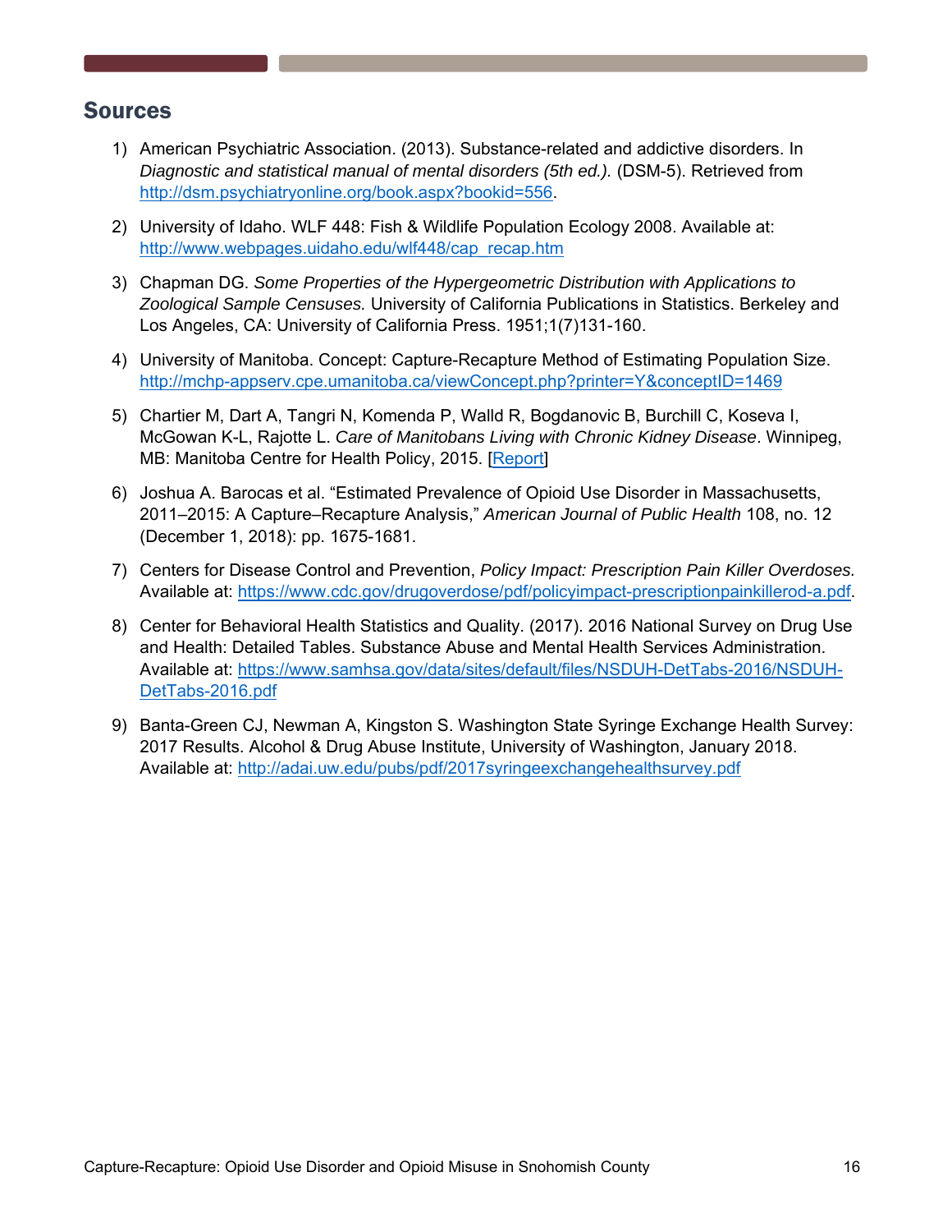## Sources

1) American Psychiatric Association. (2013). Substance-related and addictive disorders. In *Diagnostic and statistical manual of mental disorders (5th ed.).* (DSM-5). Retrieved from http://dsm.psychiatryonline.org/book.aspx?bookid=556.

2) University of Idaho. WLF 448: Fish & Wildlife Population Ecology 2008. Available at: http://www.webpages.uidaho.edu/wlf448/cap_recap.htm

3) Chapman DG. *Some Properties of the Hypergeometric Distribution with Applications to Zoological Sample Censuses.* University of California Publications in Statistics. Berkeley and Los Angeles, CA: University of California Press. 1951;1(7)131-160.

4) University of Manitoba. Concept: Capture-Recapture Method of Estimating Population Size. http://mchp-appserv.cpe.umanitoba.ca/viewConcept.php?printer=Y&conceptID=1469

5) Chartier M, Dart A, Tangri N, Komenda P, Walld R, Bogdanovic B, Burchill C, Koseva I, McGowan K-L, Rajotte L. *Care of Manitobans Living with Chronic Kidney Disease*. Winnipeg, MB: Manitoba Centre for Health Policy, 2015. [Report]

6) Joshua A. Barocas et al. "Estimated Prevalence of Opioid Use Disorder in Massachusetts, 2011–2015: A Capture–Recapture Analysis," *American Journal of Public Health* 108, no. 12 (December 1, 2018): pp. 1675-1681.

7) Centers for Disease Control and Prevention, *Policy Impact: Prescription Pain Killer Overdoses.* Available at: https://www.cdc.gov/drugoverdose/pdf/policyimpact-prescriptionpainkillerod-a.pdf.

8) Center for Behavioral Health Statistics and Quality. (2017). 2016 National Survey on Drug Use and Health: Detailed Tables. Substance Abuse and Mental Health Services Administration. Available at: https://www.samhsa.gov/data/sites/default/files/NSDUH-DetTabs-2016/NSDUH-DetTabs-2016.pdf

9) Banta-Green CJ, Newman A, Kingston S. Washington State Syringe Exchange Health Survey: 2017 Results. Alcohol & Drug Abuse Institute, University of Washington, January 2018. Available at: http://adai.uw.edu/pubs/pdf/2017syringeexchangehealthsurvey.pdf